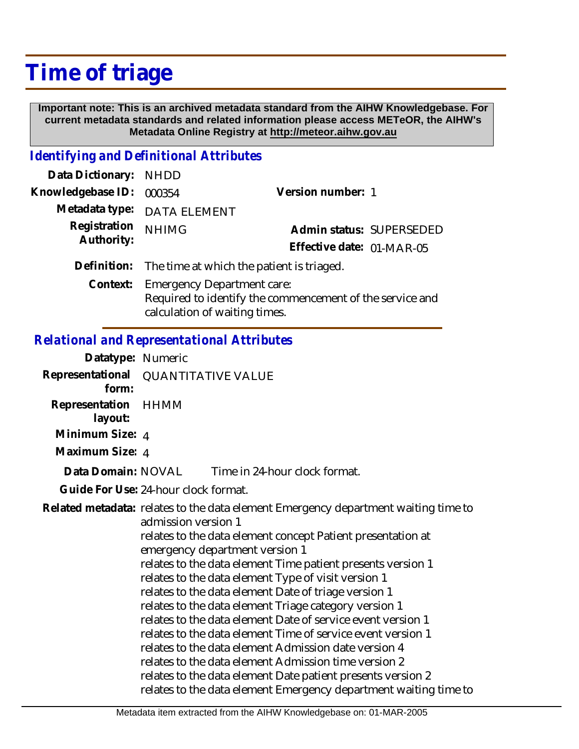# Time of triage

**Important note: This is an archived metadata standard from the AIHW Knowledgebase. For current metadata standards and related information please access METeOR, the AIHW's Metadata Online Registry at http://meteor.aihw.gov.au**

## *Identifying and Definitional Attributes*

**Data Dictionary:** NHDD

**Knowledgebase ID:** 000354

**Version number:** 1

**Metadata type:** DATA ELEMENT

**Registration Authority:** NHIMG

**Admin status:** SUPERSEDED

**Effective date:** 01-MAR-05

**Definition:** The time at which the patient is triaged.

**Context:** Emergency Department care:
Required to identify the commencement of the service and calculation of waiting times.

## *Relational and Representational Attributes*

**Datatype:** Numeric

**Representational form:** QUANTITATIVE VALUE

**Representation layout:** HHMM

**Minimum Size:** 4

**Maximum Size:** 4

**Data Domain:** NOVAL Time in 24-hour clock format.

**Guide For Use:** 24-hour clock format.

**Related metadata:** relates to the data element Emergency department waiting time to admission version 1
relates to the data element concept Patient presentation at emergency department version 1
relates to the data element Time patient presents version 1
relates to the data element Type of visit version 1
relates to the data element Date of triage version 1
relates to the data element Triage category version 1
relates to the data element Date of service event version 1
relates to the data element Time of service event version 1
relates to the data element Admission date version 4
relates to the data element Admission time version 2
relates to the data element Date patient presents version 2
relates to the data element Emergency department waiting time to

Metadata item extracted from the AIHW Knowledgebase on: 01-MAR-2005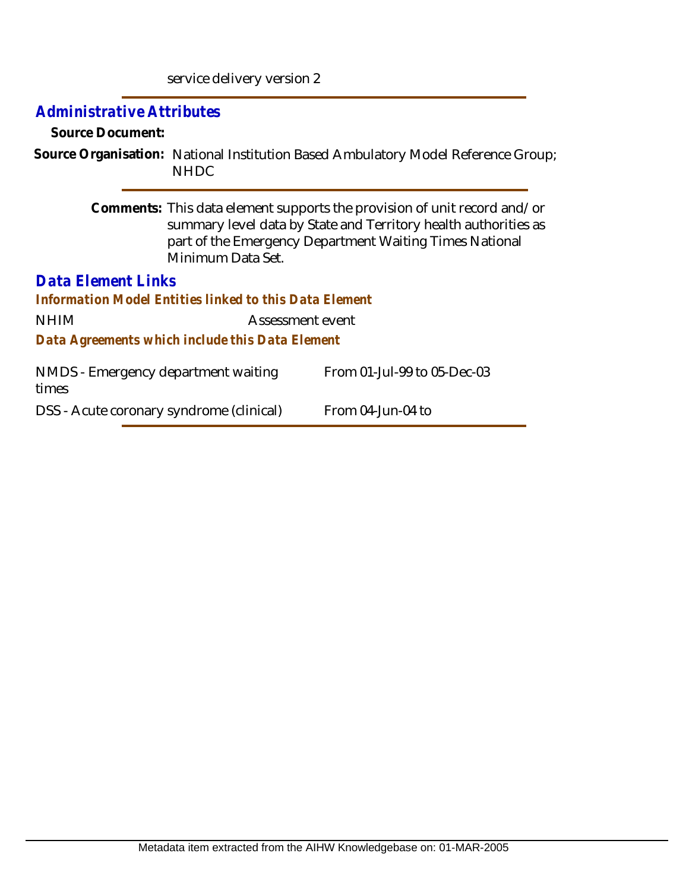service delivery version 2

## Administrative Attributes

**Source Document:**

**Source Organisation:** National Institution Based Ambulatory Model Reference Group; NHDC

**Comments:** This data element supports the provision of unit record and/or summary level data by State and Territory health authorities as part of the Emergency Department Waiting Times National Minimum Data Set.

## Data Element Links

### *Information Model Entities linked to this Data Element*

| | |
|---|---|
| NHIM | Assessment event |

### *Data Agreements which include this Data Element*

| | |
|---|---|
| NMDS - Emergency department waiting times | From 01-Jul-99 to 05-Dec-03 |
| DSS - Acute coronary syndrome (clinical) | From 04-Jun-04 to |

Metadata item extracted from the AIHW Knowledgebase on: 01-MAR-2005